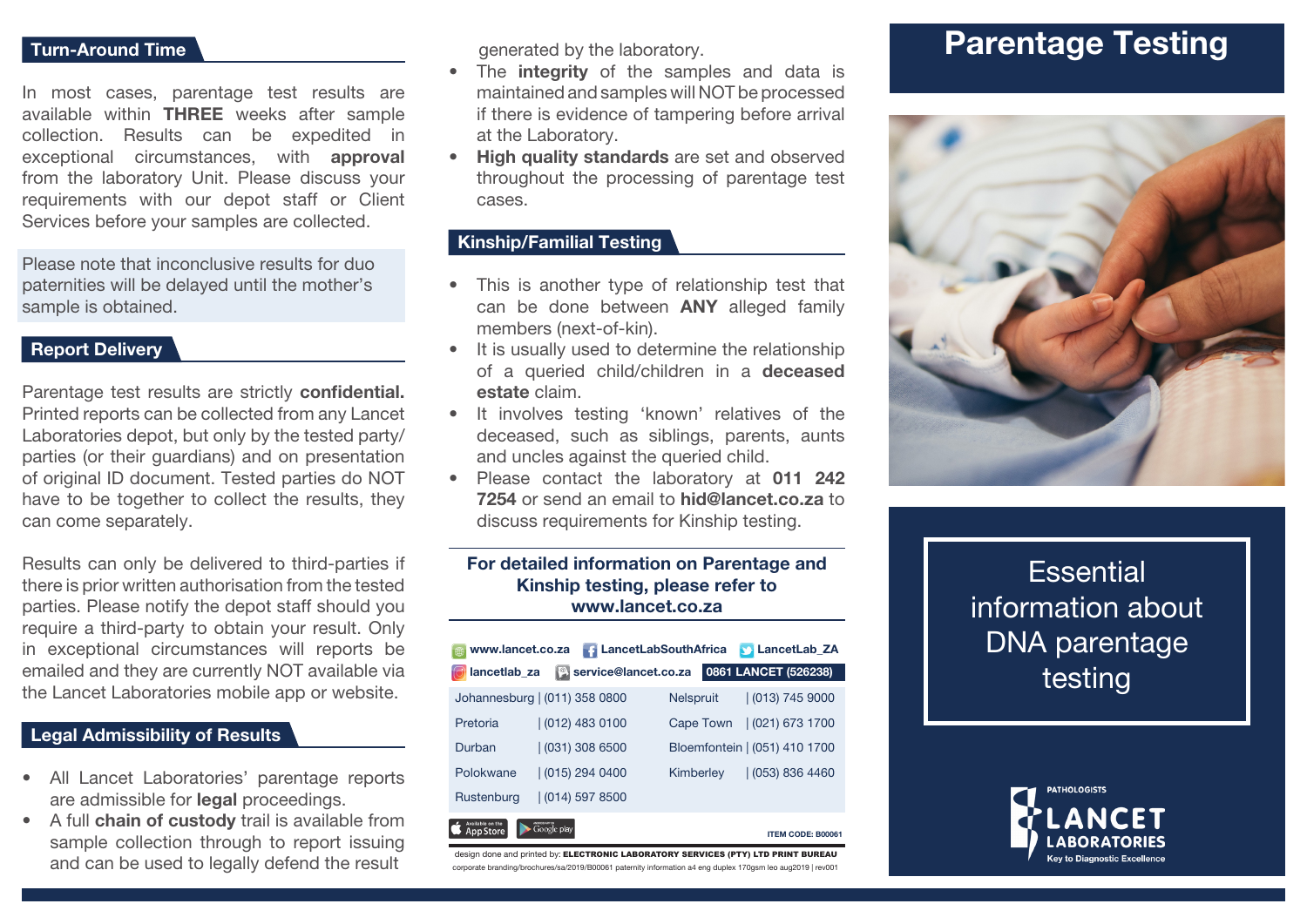## Turn-Around Time

In most cases, parentage test results are available within **THREE** weeks after sample collection. Results can be expedited in exceptional circumstances, with **approval** from the laboratory Unit. Please discuss your requirements with our depot staff or Client Services before your samples are collected.

Please note that inconclusive results for duo paternities will be delayed until the mother's sample is obtained.

## Report Delivery

Parentage test results are strictly **confidential.** Printed reports can be collected from any Lancet Laboratories depot, but only by the tested party/parties (or their guardians) and on presentation of original ID document. Tested parties do NOT have to be together to collect the results, they can come separately.

Results can only be delivered to third-parties if there is prior written authorisation from the tested parties. Please notify the depot staff should you require a third-party to obtain your result. Only in exceptional circumstances will reports be emailed and they are currently NOT available via the Lancet Laboratories mobile app or website.

## Legal Admissibility of Results

- All Lancet Laboratories' parentage reports are admissible for **legal** proceedings.
- A full **chain of custody** trail is available from sample collection through to report issuing and can be used to legally defend the result generated by the laboratory.
- The **integrity** of the samples and data is maintained and samples will NOT be processed if there is evidence of tampering before arrival at the Laboratory.
- **High quality standards** are set and observed throughout the processing of parentage test cases.

## Kinship/Familial Testing

- This is another type of relationship test that can be done between **ANY** alleged family members (next-of-kin).
- It is usually used to determine the relationship of a queried child/children in a **deceased estate** claim.
- It involves testing 'known' relatives of the deceased, such as siblings, parents, aunts and uncles against the queried child.
- Please contact the laboratory at **011 242 7254** or send an email to **hid@lancet.co.za** to discuss requirements for Kinship testing.

**For detailed information on Parentage and Kinship testing, please refer to www.lancet.co.za**

www.lancet.co.za | LancetLabSouthAfrica | LancetLab_ZA | lancetlab_za | service@lancet.co.za | 0861 LANCET (526238)

| | | | |
|---|---|---|---|
| Johannesburg | (011) 358 0800 | Nelspruit | (013) 745 9000 |
| Pretoria | (012) 483 0100 | Cape Town | (021) 673 1700 |
| Durban | (031) 308 6500 | Bloemfontein | (051) 410 1700 |
| Polokwane | (015) 294 0400 | Kimberley | (053) 836 4460 |
| Rustenburg | (014) 597 8500 | | |

Available on the App Store | Google play

ITEM CODE: B00061

design done and printed by: **ELECTRONIC LABORATORY SERVICES (PTY) LTD PRINT BUREAU**
corporate branding/brochures/sa/2019/B00061 paternity information a4 eng duplex 170gsm leo aug2019 | rev001

# Parentage Testing

Essential information about DNA parentage testing

PATHOLOGISTS
LANCET LABORATORIES
Key to Diagnostic Excellence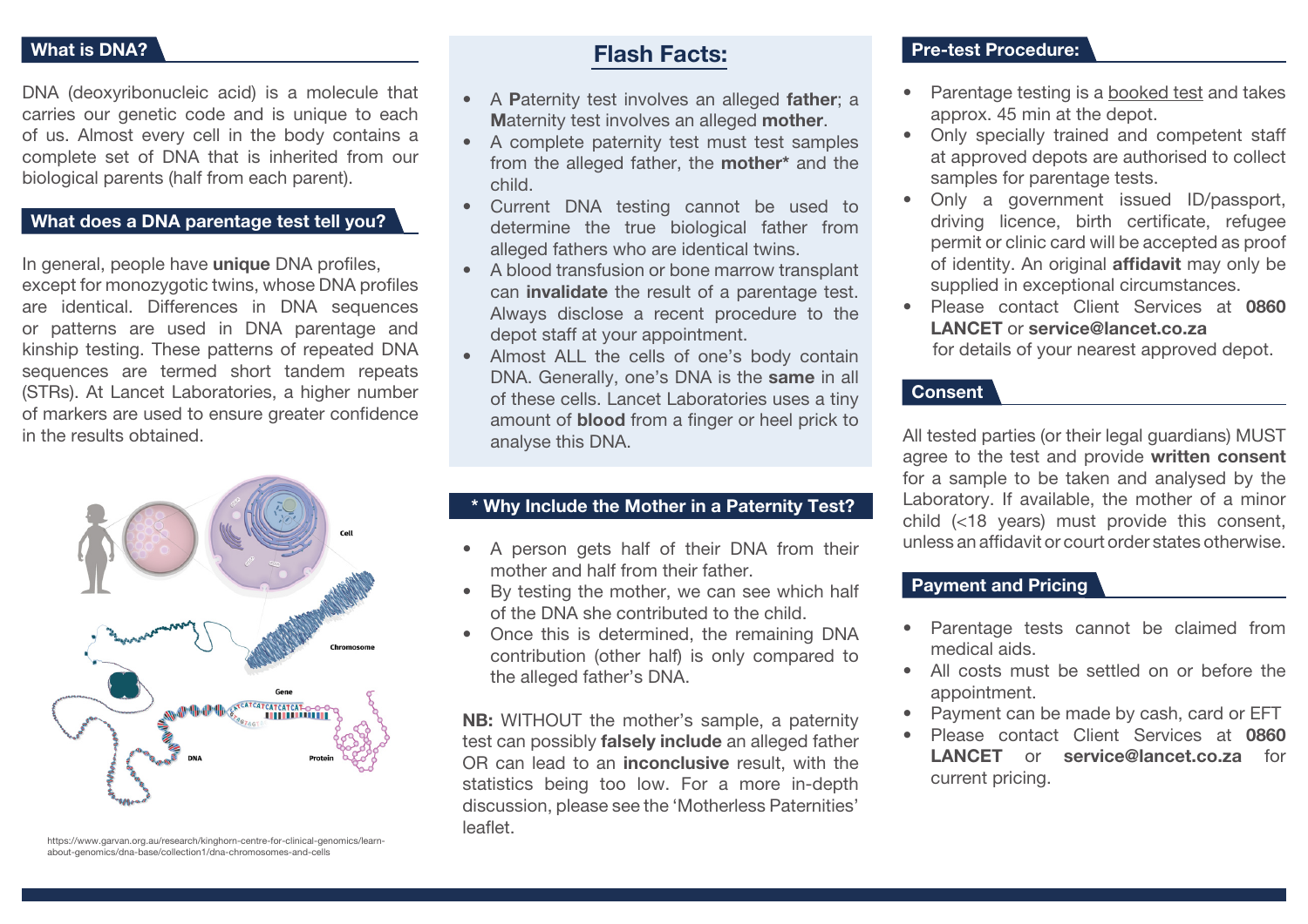## What is DNA?

DNA (deoxyribonucleic acid) is a molecule that carries our genetic code and is unique to each of us. Almost every cell in the body contains a complete set of DNA that is inherited from our biological parents (half from each parent).

## What does a DNA parentage test tell you?

In general, people have **unique** DNA profiles, except for monozygotic twins, whose DNA profiles are identical. Differences in DNA sequences or patterns are used in DNA parentage and kinship testing. These patterns of repeated DNA sequences are termed short tandem repeats (STRs). At Lancet Laboratories, a higher number of markers are used to ensure greater confidence in the results obtained.

Cell

Chromosome

Gene

DNA

Protein

https://www.garvan.org.au/research/kinghorn-centre-for-clinical-genomics/learn-about-genomics/dna-base/collection1/dna-chromosomes-and-cells

## Flash Facts:

- A **P**aternity test involves an alleged **father**; a **M**aternity test involves an alleged **mother**.
- A complete paternity test must test samples from the alleged father, the **mother*** and the child.
- Current DNA testing cannot be used to determine the true biological father from alleged fathers who are identical twins.
- A blood transfusion or bone marrow transplant can **invalidate** the result of a parentage test. Always disclose a recent procedure to the depot staff at your appointment.
- Almost ALL the cells of one's body contain DNA. Generally, one's DNA is the **same** in all of these cells. Lancet Laboratories uses a tiny amount of **blood** from a finger or heel prick to analyse this DNA.

## * Why Include the Mother in a Paternity Test?

- A person gets half of their DNA from their mother and half from their father.
- By testing the mother, we can see which half of the DNA she contributed to the child.
- Once this is determined, the remaining DNA contribution (other half) is only compared to the alleged father's DNA.

**NB:** WITHOUT the mother's sample, a paternity test can possibly **falsely include** an alleged father OR can lead to an **inconclusive** result, with the statistics being too low. For a more in-depth discussion, please see the 'Motherless Paternities' leaflet.

## Pre-test Procedure:

- Parentage testing is a booked test and takes approx. 45 min at the depot.
- Only specially trained and competent staff at approved depots are authorised to collect samples for parentage tests.
- Only a government issued ID/passport, driving licence, birth certificate, refugee permit or clinic card will be accepted as proof of identity. An original **affidavit** may only be supplied in exceptional circumstances.
- Please contact Client Services at **0860 LANCET** or **service@lancet.co.za** for details of your nearest approved depot.

## Consent

All tested parties (or their legal guardians) MUST agree to the test and provide **written consent** for a sample to be taken and analysed by the Laboratory. If available, the mother of a minor child (<18 years) must provide this consent, unless an affidavit or court order states otherwise.

## Payment and Pricing

- Parentage tests cannot be claimed from medical aids.
- All costs must be settled on or before the appointment.
- Payment can be made by cash, card or EFT
- Please contact Client Services at **0860 LANCET** or **service@lancet.co.za** for current pricing.